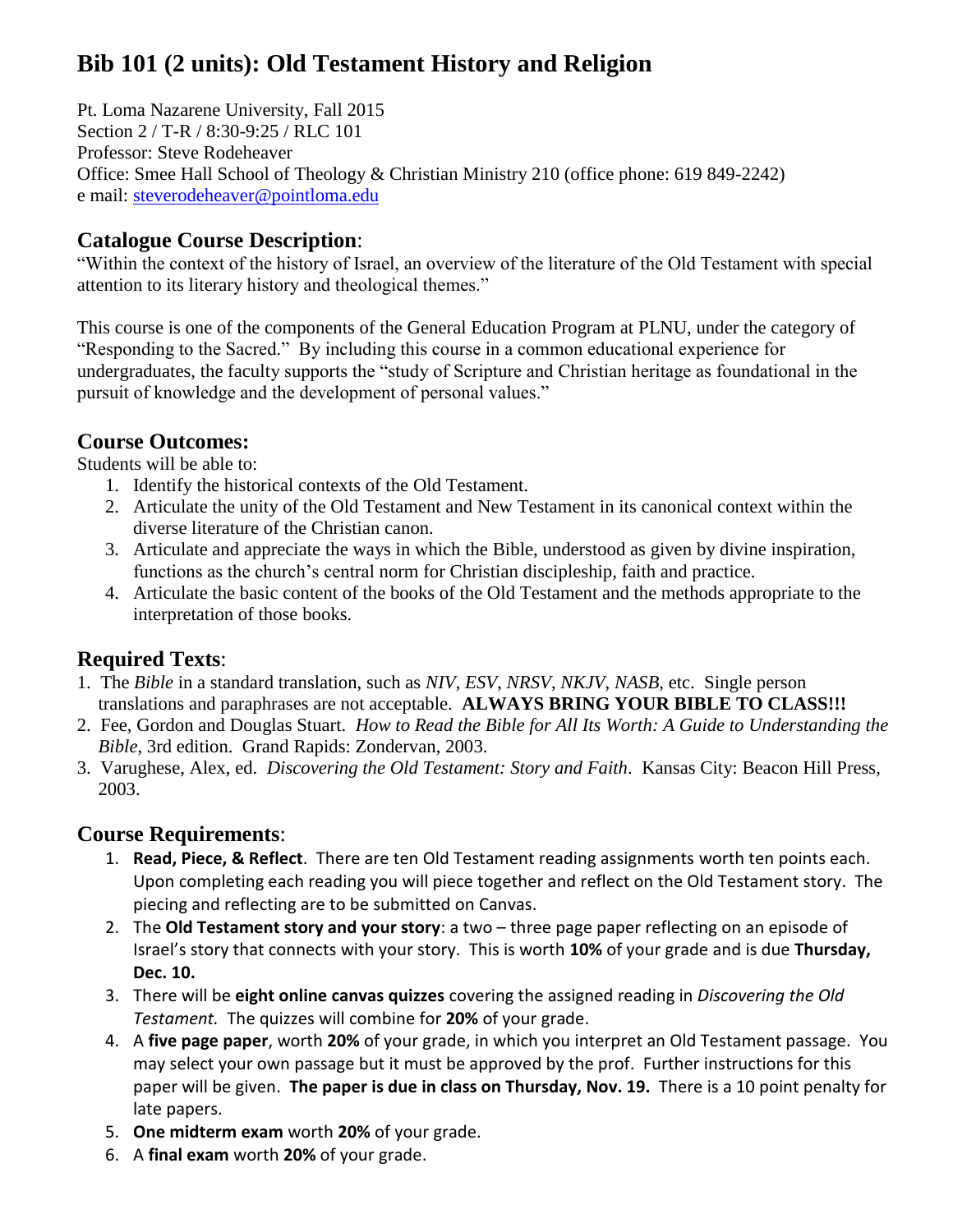# Bib 101 (2 units): Old Testament History and Religion

Pt. Loma Nazarene University, Fall 2015
Section 2 / T-R / 8:30-9:25 / RLC 101
Professor: Steve Rodeheaver
Office: Smee Hall School of Theology & Christian Ministry 210 (office phone: 619 849-2242)
e mail: steverodeheaver@pointloma.edu

## Catalogue Course Description:

"Within the context of the history of Israel, an overview of the literature of the Old Testament with special attention to its literary history and theological themes."

This course is one of the components of the General Education Program at PLNU, under the category of "Responding to the Sacred." By including this course in a common educational experience for undergraduates, the faculty supports the "study of Scripture and Christian heritage as foundational in the pursuit of knowledge and the development of personal values."

## Course Outcomes:

Students will be able to:

1. Identify the historical contexts of the Old Testament.
2. Articulate the unity of the Old Testament and New Testament in its canonical context within the diverse literature of the Christian canon.
3. Articulate and appreciate the ways in which the Bible, understood as given by divine inspiration, functions as the church's central norm for Christian discipleship, faith and practice.
4. Articulate the basic content of the books of the Old Testament and the methods appropriate to the interpretation of those books.

## Required Texts:

1. The *Bible* in a standard translation, such as *NIV*, *ESV*, *NRSV*, *NKJV*, *NASB*, etc. Single person translations and paraphrases are not acceptable. **ALWAYS BRING YOUR BIBLE TO CLASS!!!**
2. Fee, Gordon and Douglas Stuart. *How to Read the Bible for All Its Worth: A Guide to Understanding the Bible*, 3rd edition. Grand Rapids: Zondervan, 2003.
3. Varughese, Alex, ed. *Discovering the Old Testament: Story and Faith*. Kansas City: Beacon Hill Press, 2003.

## Course Requirements:

1. **Read, Piece, & Reflect**. There are ten Old Testament reading assignments worth ten points each. Upon completing each reading you will piece together and reflect on the Old Testament story. The piecing and reflecting are to be submitted on Canvas.
2. The **Old Testament story and your story**: a two – three page paper reflecting on an episode of Israel's story that connects with your story. This is worth **10%** of your grade and is due **Thursday, Dec. 10.**
3. There will be **eight online canvas quizzes** covering the assigned reading in *Discovering the Old Testament.* The quizzes will combine for **20%** of your grade.
4. A **five page paper**, worth **20%** of your grade, in which you interpret an Old Testament passage. You may select your own passage but it must be approved by the prof. Further instructions for this paper will be given. **The paper is due in class on Thursday, Nov. 19.** There is a 10 point penalty for late papers.
5. **One midterm exam** worth **20%** of your grade.
6. A **final exam** worth **20%** of your grade.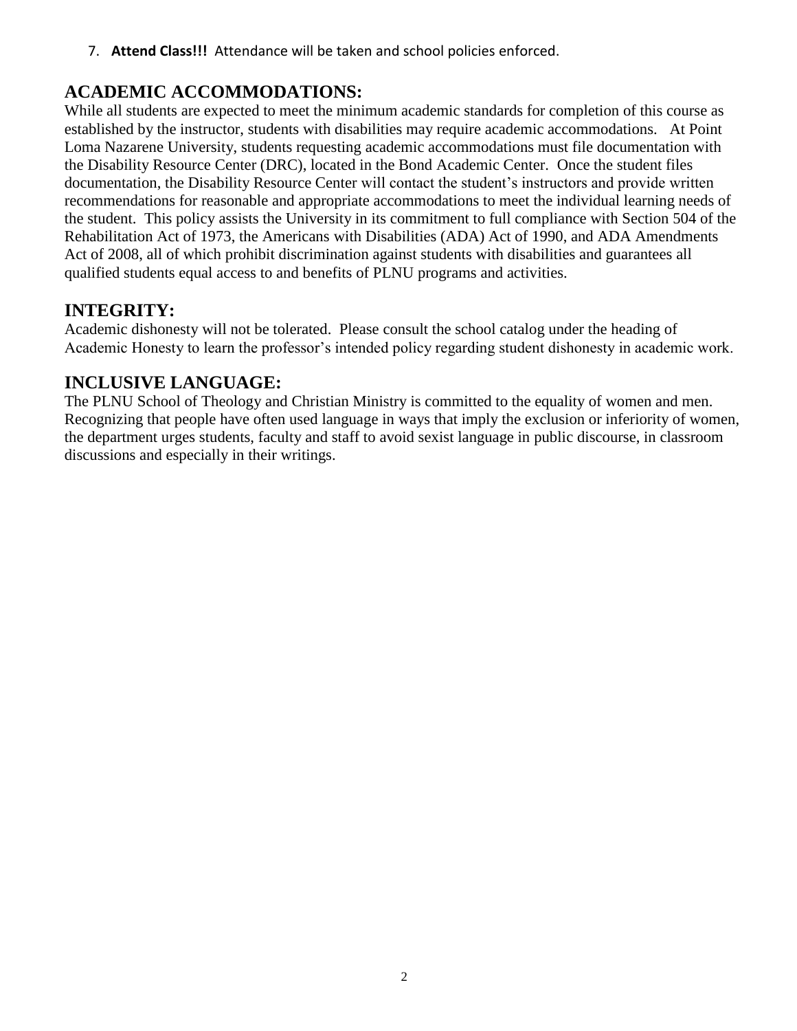7. **Attend Class!!!** Attendance will be taken and school policies enforced.

## ACADEMIC ACCOMMODATIONS:

While all students are expected to meet the minimum academic standards for completion of this course as established by the instructor, students with disabilities may require academic accommodations. At Point Loma Nazarene University, students requesting academic accommodations must file documentation with the Disability Resource Center (DRC), located in the Bond Academic Center. Once the student files documentation, the Disability Resource Center will contact the student's instructors and provide written recommendations for reasonable and appropriate accommodations to meet the individual learning needs of the student. This policy assists the University in its commitment to full compliance with Section 504 of the Rehabilitation Act of 1973, the Americans with Disabilities (ADA) Act of 1990, and ADA Amendments Act of 2008, all of which prohibit discrimination against students with disabilities and guarantees all qualified students equal access to and benefits of PLNU programs and activities.

## INTEGRITY:

Academic dishonesty will not be tolerated. Please consult the school catalog under the heading of Academic Honesty to learn the professor's intended policy regarding student dishonesty in academic work.

## INCLUSIVE LANGUAGE:

The PLNU School of Theology and Christian Ministry is committed to the equality of women and men. Recognizing that people have often used language in ways that imply the exclusion or inferiority of women, the department urges students, faculty and staff to avoid sexist language in public discourse, in classroom discussions and especially in their writings.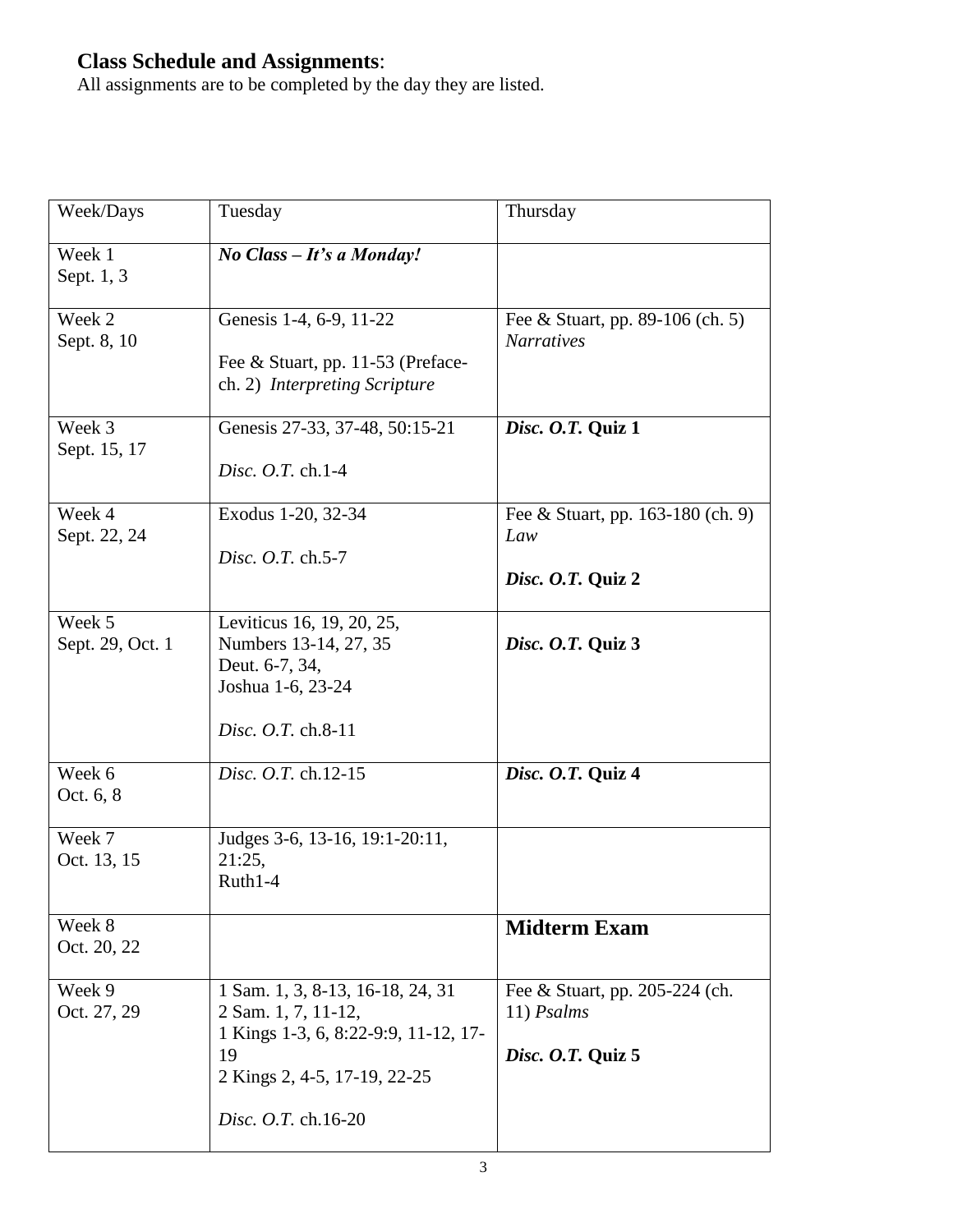**Class Schedule and Assignments**:
All assignments are to be completed by the day they are listed.

| Week/Days | Tuesday | Thursday |
|---|---|---|
| Week 1<br>Sept. 1, 3 | ***No Class – It's a Monday!*** | |
| Week 2<br>Sept. 8, 10 | Genesis 1-4, 6-9, 11-22<br><br>Fee & Stuart, pp. 11-53 (Preface-ch. 2) *Interpreting Scripture* | Fee & Stuart, pp. 89-106 (ch. 5) *Narratives* |
| Week 3<br>Sept. 15, 17 | Genesis 27-33, 37-48, 50:15-21<br><br>*Disc. O.T.* ch.1-4 | ***Disc. O.T.* Quiz 1** |
| Week 4<br>Sept. 22, 24 | Exodus 1-20, 32-34<br><br>*Disc. O.T.* ch.5-7 | Fee & Stuart, pp. 163-180 (ch. 9) *Law*<br><br>***Disc. O.T.* Quiz 2** |
| Week 5<br>Sept. 29, Oct. 1 | Leviticus 16, 19, 20, 25,<br>Numbers 13-14, 27, 35<br>Deut. 6-7, 34,<br>Joshua 1-6, 23-24<br><br>*Disc. O.T.* ch.8-11 | ***Disc. O.T.* Quiz 3** |
| Week 6<br>Oct. 6, 8 | *Disc. O.T.* ch.12-15 | ***Disc. O.T.* Quiz 4** |
| Week 7<br>Oct. 13, 15 | Judges 3-6, 13-16, 19:1-20:11, 21:25,<br>Ruth1-4 | |
| Week 8<br>Oct. 20, 22 | | **Midterm Exam** |
| Week 9<br>Oct. 27, 29 | 1 Sam. 1, 3, 8-13, 16-18, 24, 31<br>2 Sam. 1, 7, 11-12,<br>1 Kings 1-3, 6, 8:22-9:9, 11-12, 17-19<br>2 Kings 2, 4-5, 17-19, 22-25<br><br>*Disc. O.T.* ch.16-20 | Fee & Stuart, pp. 205-224 (ch. 11) *Psalms*<br><br>***Disc. O.T.* Quiz 5** |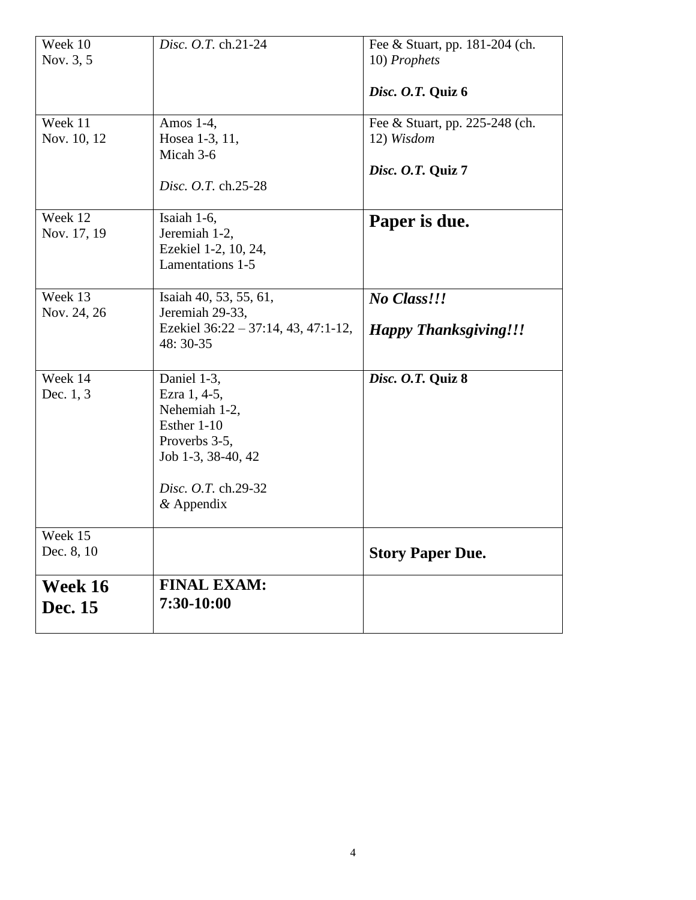| | | |
|---|---|---|
| Week 10<br>Nov. 3, 5 | *Disc. O.T.* ch.21-24 | Fee & Stuart, pp. 181-204 (ch. 10) *Prophets*<br><br>***Disc. O.T.* Quiz 6** |
| Week 11<br>Nov. 10, 12 | Amos 1-4,<br>Hosea 1-3, 11,<br>Micah 3-6<br><br>*Disc. O.T.* ch.25-28 | Fee & Stuart, pp. 225-248 (ch. 12) *Wisdom*<br><br>***Disc. O.T.* Quiz 7** |
| Week 12<br>Nov. 17, 19 | Isaiah 1-6,<br>Jeremiah 1-2,<br>Ezekiel 1-2, 10, 24,<br>Lamentations 1-5 | **Paper is due.** |
| Week 13<br>Nov. 24, 26 | Isaiah 40, 53, 55, 61,<br>Jeremiah 29-33,<br>Ezekiel 36:22 – 37:14, 43, 47:1-12, 48: 30-35 | ***No Class!!!***<br><br>***Happy Thanksgiving!!!*** |
| Week 14<br>Dec. 1, 3 | Daniel 1-3,<br>Ezra 1, 4-5,<br>Nehemiah 1-2,<br>Esther 1-10<br>Proverbs 3-5,<br>Job 1-3, 38-40, 42<br><br>*Disc. O.T.* ch.29-32<br>*&* Appendix | ***Disc. O.T.* Quiz 8** |
| Week 15<br>Dec. 8, 10 | | **Story Paper Due.** |
| **Week 16**<br>**Dec. 15** | **FINAL EXAM:**<br>**7:30-10:00** | |